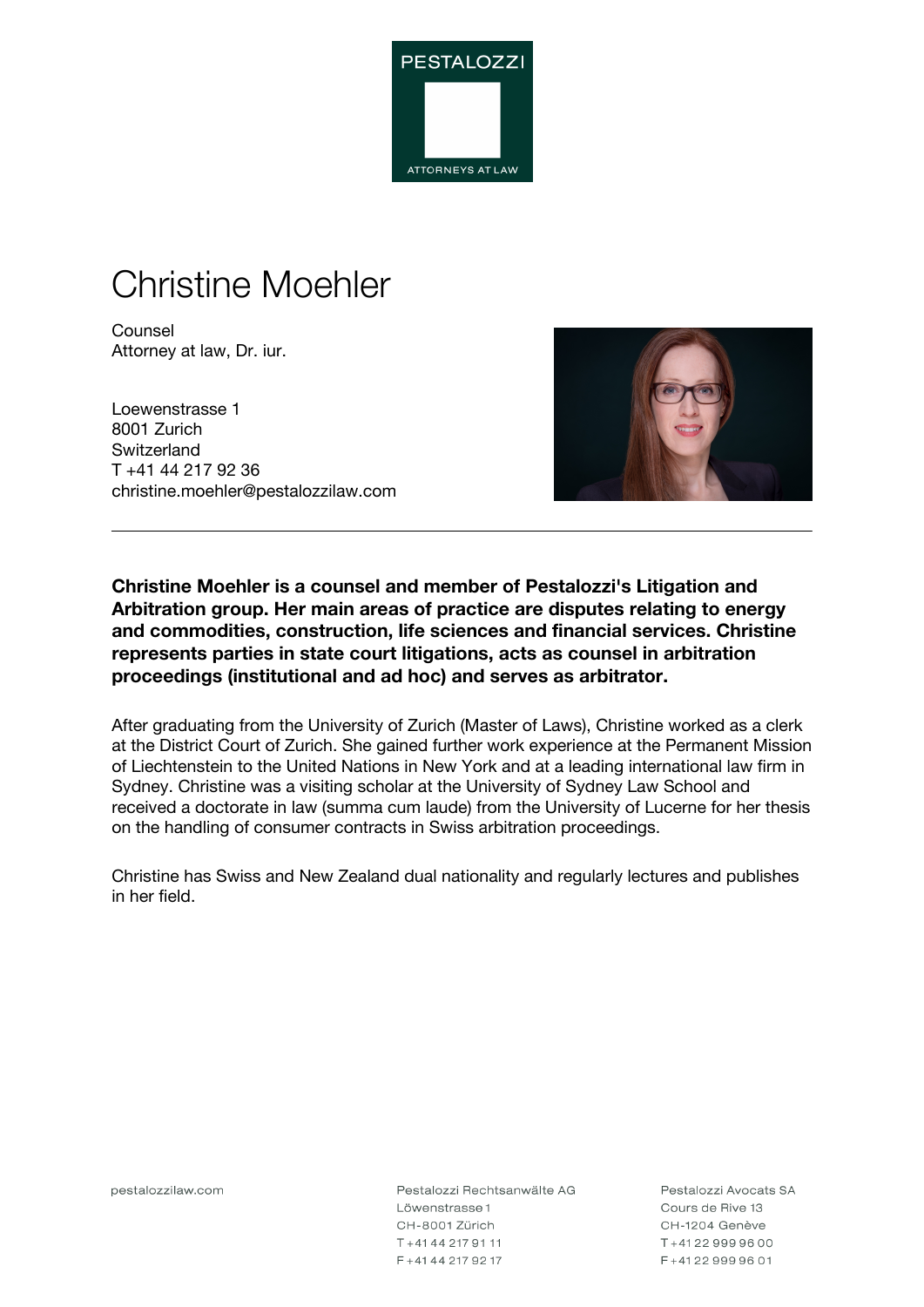PESTALOZZI

ATTORNEYS AT LAW

# Christine Moehler

Counsel
Attorney at law, Dr. iur.

Loewenstrasse 1
8001 Zurich
Switzerland
T +41 44 217 92 36
christine.moehler@pestalozzilaw.com

---

**Christine Moehler is a counsel and member of Pestalozzi's Litigation and Arbitration group. Her main areas of practice are disputes relating to energy and commodities, construction, life sciences and financial services. Christine represents parties in state court litigations, acts as counsel in arbitration proceedings (institutional and ad hoc) and serves as arbitrator.**

After graduating from the University of Zurich (Master of Laws), Christine worked as a clerk at the District Court of Zurich. She gained further work experience at the Permanent Mission of Liechtenstein to the United Nations in New York and at a leading international law firm in Sydney. Christine was a visiting scholar at the University of Sydney Law School and received a doctorate in law (summa cum laude) from the University of Lucerne for her thesis on the handling of consumer contracts in Swiss arbitration proceedings.

Christine has Swiss and New Zealand dual nationality and regularly lectures and publishes in her field.

pestalozzilaw.com

Pestalozzi Rechtsanwälte AG
Löwenstrasse 1
CH-8001 Zürich
T +41 44 217 91 11
F +41 44 217 92 17

Pestalozzi Avocats SA
Cours de Rive 13
CH-1204 Genève
T +41 22 999 96 00
F +41 22 999 96 01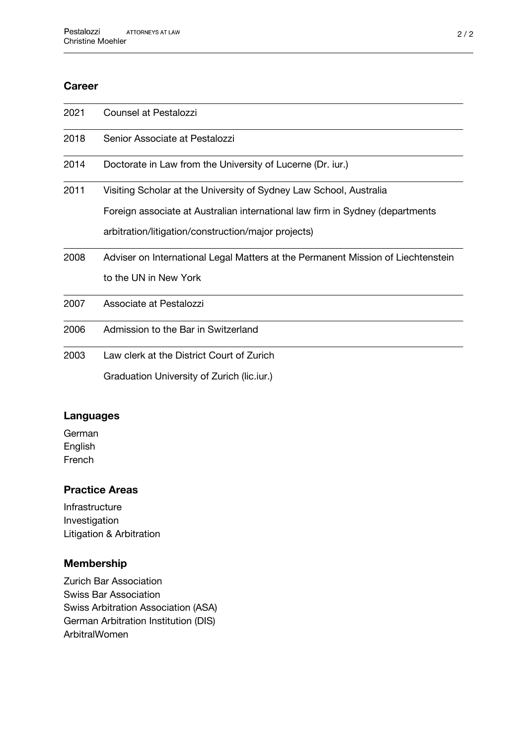## Career

| | |
|---|---|
| 2021 | Counsel at Pestalozzi |
| 2018 | Senior Associate at Pestalozzi |
| 2014 | Doctorate in Law from the University of Lucerne (Dr. iur.) |
| 2011 | Visiting Scholar at the University of Sydney Law School, Australia<br>Foreign associate at Australian international law firm in Sydney (departments arbitration/litigation/construction/major projects) |
| 2008 | Adviser on International Legal Matters at the Permanent Mission of Liechtenstein to the UN in New York |
| 2007 | Associate at Pestalozzi |
| 2006 | Admission to the Bar in Switzerland |
| 2003 | Law clerk at the District Court of Zurich<br>Graduation University of Zurich (lic.iur.) |

## Languages

German
English
French

## Practice Areas

Infrastructure
Investigation
Litigation & Arbitration

## Membership

Zurich Bar Association
Swiss Bar Association
Swiss Arbitration Association (ASA)
German Arbitration Institution (DIS)
ArbitralWomen